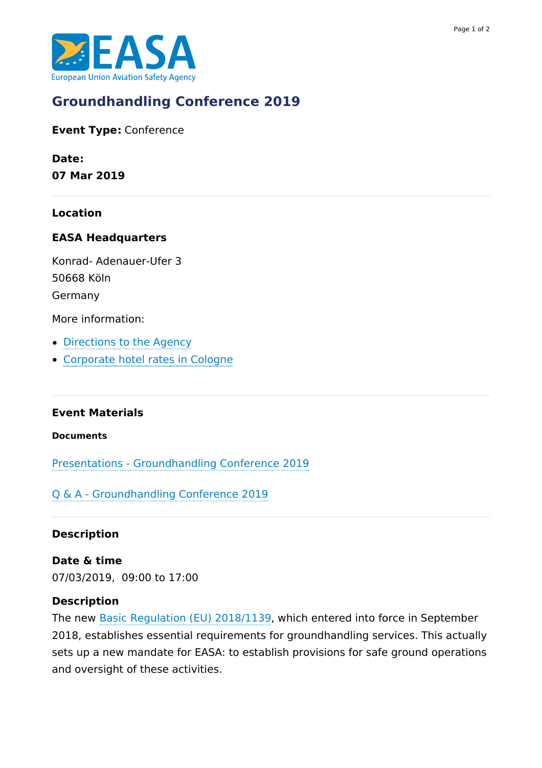# Groundhandling Conference 2019

**Event Type:** Conference

**Date:**
**07 Mar 2019**

---

### Location

### EASA Headquarters

Konrad- Adenauer-Ufer 3
50668 Köln
Germany

More information:

- Directions to the Agency
- Corporate hotel rates in Cologne

---

### Event Materials

**Documents**

Presentations - Groundhandling Conference 2019

Q & A - Groundhandling Conference 2019

---

### Description

**Date & time**
07/03/2019, 09:00 to 17:00

**Description**
The new Basic Regulation (EU) 2018/1139, which entered into force in September 2018, establishes essential requirements for groundhandling services. This actually sets up a new mandate for EASA: to establish provisions for safe ground operations and oversight of these activities.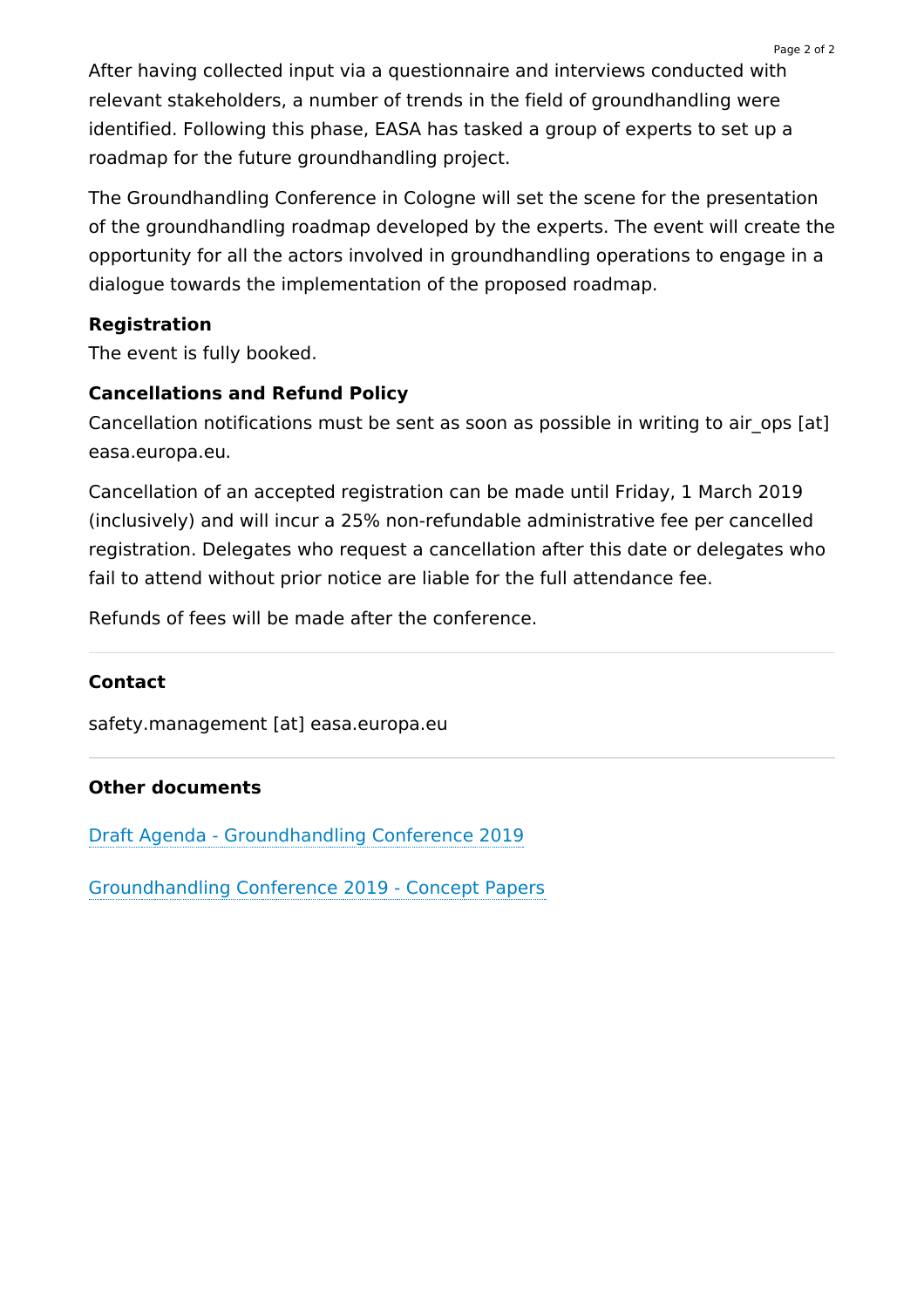After having collected input via a questionnaire and interviews conducted with relevant stakeholders, a number of trends in the field of groundhandling were identified. Following this phase, EASA has tasked a group of experts to set up a roadmap for the future groundhandling project.

The Groundhandling Conference in Cologne will set the scene for the presentation of the groundhandling roadmap developed by the experts. The event will create the opportunity for all the actors involved in groundhandling operations to engage in a dialogue towards the implementation of the proposed roadmap.

**Registration**

The event is fully booked.

**Cancellations and Refund Policy**

Cancellation notifications must be sent as soon as possible in writing to air_ops [at] easa.europa.eu.

Cancellation of an accepted registration can be made until Friday, 1 March 2019 (inclusively) and will incur a 25% non-refundable administrative fee per cancelled registration. Delegates who request a cancellation after this date or delegates who fail to attend without prior notice are liable for the full attendance fee.

Refunds of fees will be made after the conference.

---

**Contact**

safety.management [at] easa.europa.eu

---

**Other documents**

Draft Agenda - Groundhandling Conference 2019

Groundhandling Conference 2019 - Concept Papers